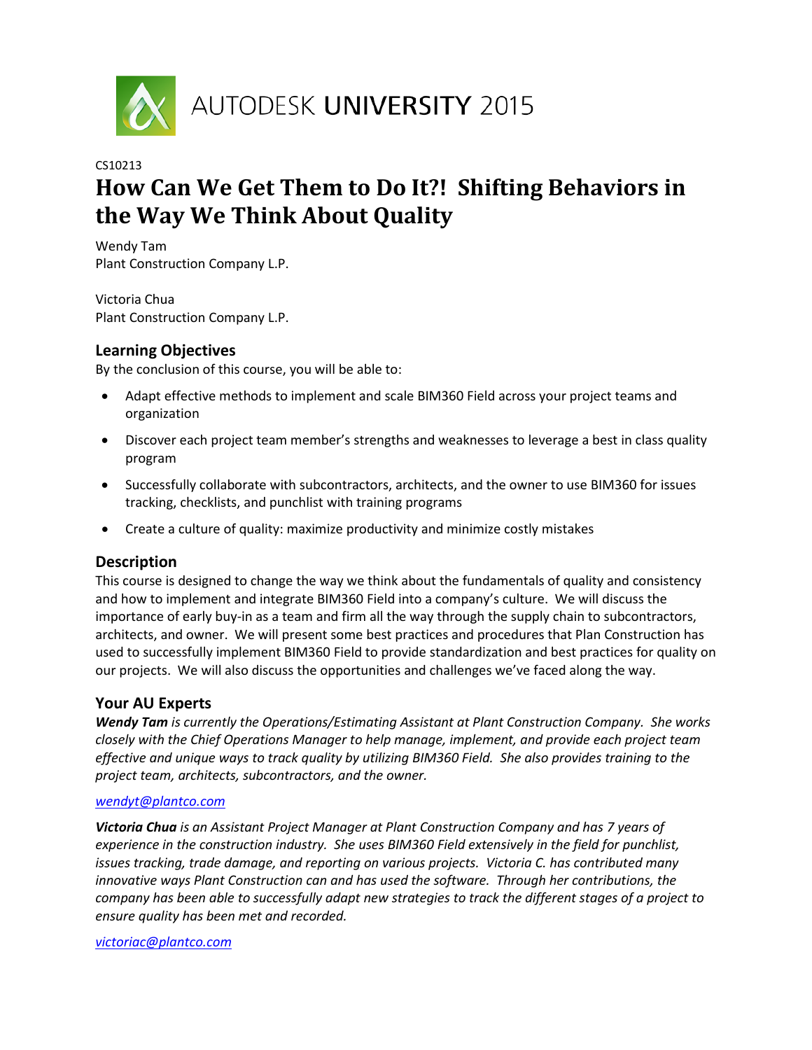AUTODESK UNIVERSITY 2015

CS10213

# How Can We Get Them to Do It?! Shifting Behaviors in the Way We Think About Quality

Wendy Tam
Plant Construction Company L.P.

Victoria Chua
Plant Construction Company L.P.

## Learning Objectives

By the conclusion of this course, you will be able to:

- Adapt effective methods to implement and scale BIM360 Field across your project teams and organization
- Discover each project team member's strengths and weaknesses to leverage a best in class quality program
- Successfully collaborate with subcontractors, architects, and the owner to use BIM360 for issues tracking, checklists, and punchlist with training programs
- Create a culture of quality: maximize productivity and minimize costly mistakes

## Description

This course is designed to change the way we think about the fundamentals of quality and consistency and how to implement and integrate BIM360 Field into a company's culture. We will discuss the importance of early buy-in as a team and firm all the way through the supply chain to subcontractors, architects, and owner. We will present some best practices and procedures that Plan Construction has used to successfully implement BIM360 Field to provide standardization and best practices for quality on our projects. We will also discuss the opportunities and challenges we've faced along the way.

## Your AU Experts

***Wendy Tam*** *is currently the Operations/Estimating Assistant at Plant Construction Company. She works closely with the Chief Operations Manager to help manage, implement, and provide each project team effective and unique ways to track quality by utilizing BIM360 Field. She also provides training to the project team, architects, subcontractors, and the owner.*

wendyt@plantco.com

***Victoria Chua*** *is an Assistant Project Manager at Plant Construction Company and has 7 years of experience in the construction industry. She uses BIM360 Field extensively in the field for punchlist, issues tracking, trade damage, and reporting on various projects. Victoria C. has contributed many innovative ways Plant Construction can and has used the software. Through her contributions, the company has been able to successfully adapt new strategies to track the different stages of a project to ensure quality has been met and recorded.*

victoriac@plantco.com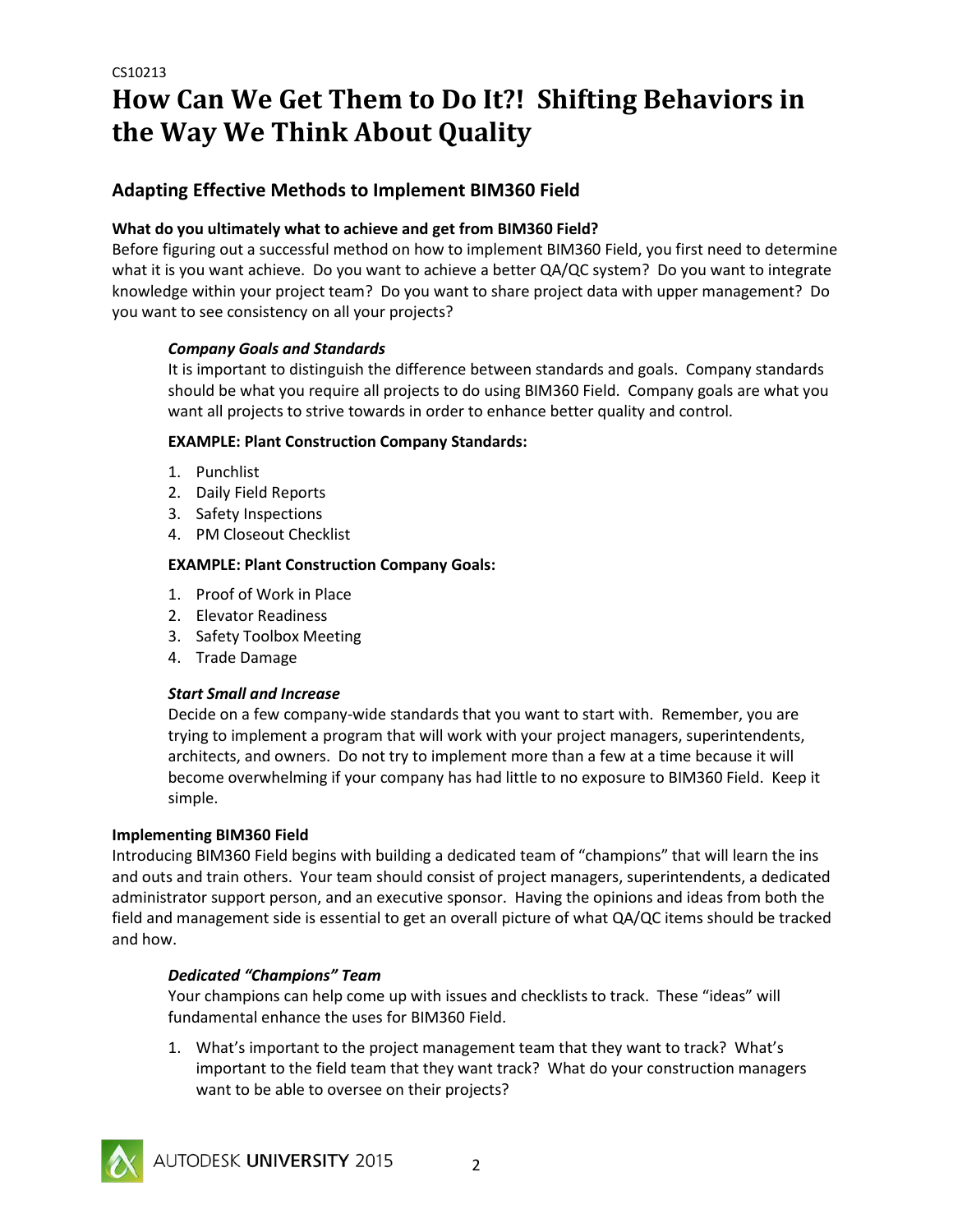CS10213

# How Can We Get Them to Do It?! Shifting Behaviors in the Way We Think About Quality

## Adapting Effective Methods to Implement BIM360 Field

**What do you ultimately what to achieve and get from BIM360 Field?**

Before figuring out a successful method on how to implement BIM360 Field, you first need to determine what it is you want achieve. Do you want to achieve a better QA/QC system? Do you want to integrate knowledge within your project team? Do you want to share project data with upper management? Do you want to see consistency on all your projects?

***Company Goals and Standards***

It is important to distinguish the difference between standards and goals. Company standards should be what you require all projects to do using BIM360 Field. Company goals are what you want all projects to strive towards in order to enhance better quality and control.

**EXAMPLE: Plant Construction Company Standards:**

1. Punchlist
2. Daily Field Reports
3. Safety Inspections
4. PM Closeout Checklist

**EXAMPLE: Plant Construction Company Goals:**

1. Proof of Work in Place
2. Elevator Readiness
3. Safety Toolbox Meeting
4. Trade Damage

***Start Small and Increase***

Decide on a few company-wide standards that you want to start with. Remember, you are trying to implement a program that will work with your project managers, superintendents, architects, and owners. Do not try to implement more than a few at a time because it will become overwhelming if your company has had little to no exposure to BIM360 Field. Keep it simple.

**Implementing BIM360 Field**

Introducing BIM360 Field begins with building a dedicated team of "champions" that will learn the ins and outs and train others. Your team should consist of project managers, superintendents, a dedicated administrator support person, and an executive sponsor. Having the opinions and ideas from both the field and management side is essential to get an overall picture of what QA/QC items should be tracked and how.

***Dedicated "Champions" Team***

Your champions can help come up with issues and checklists to track. These "ideas" will fundamental enhance the uses for BIM360 Field.

1. What's important to the project management team that they want to track? What's important to the field team that they want track? What do your construction managers want to be able to oversee on their projects?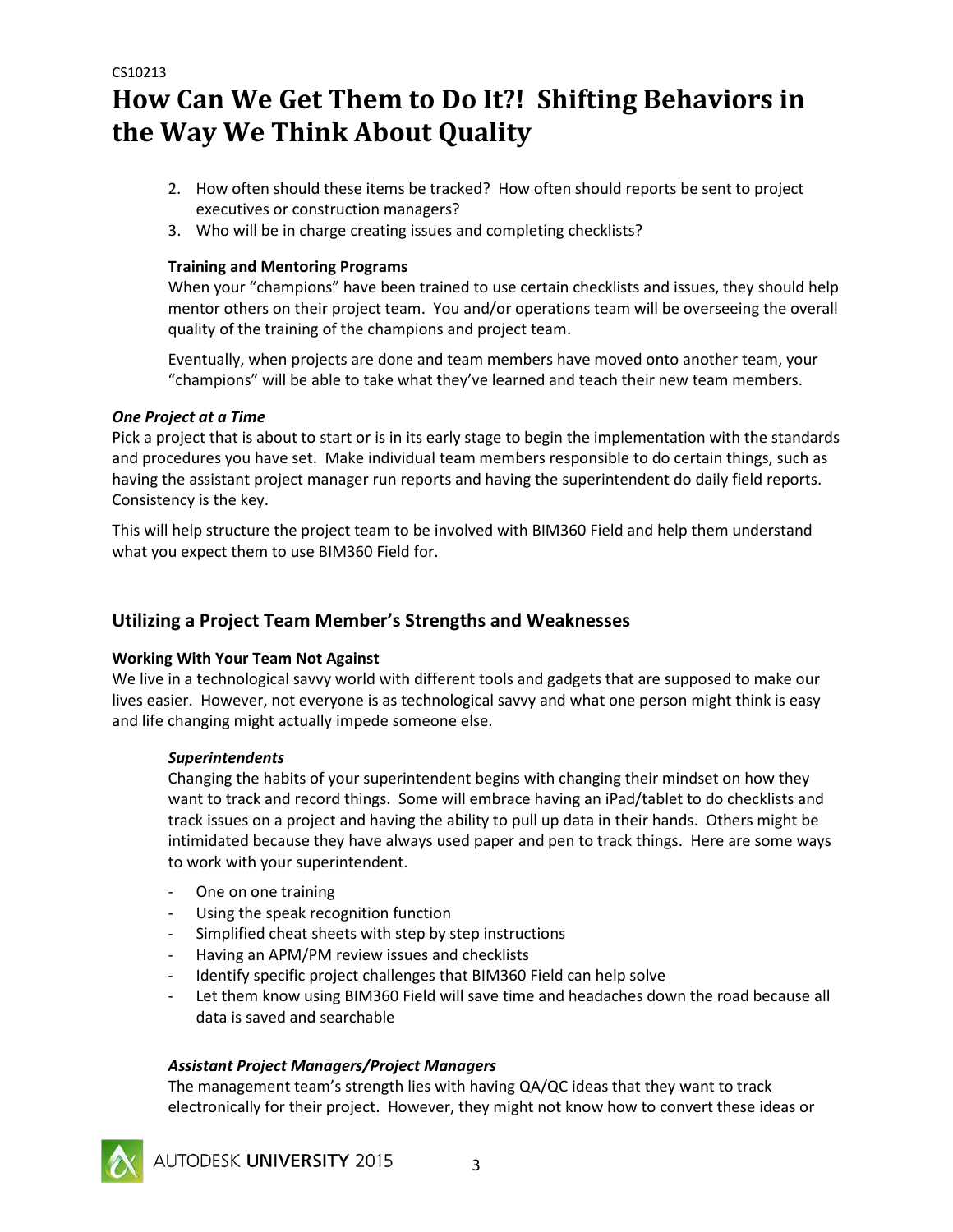2. How often should these items be tracked? How often should reports be sent to project executives or construction managers?
3. Who will be in charge creating issues and completing checklists?

**Training and Mentoring Programs**

When your "champions" have been trained to use certain checklists and issues, they should help mentor others on their project team. You and/or operations team will be overseeing the overall quality of the training of the champions and project team.

Eventually, when projects are done and team members have moved onto another team, your "champions" will be able to take what they've learned and teach their new team members.

***One Project at a Time***

Pick a project that is about to start or is in its early stage to begin the implementation with the standards and procedures you have set. Make individual team members responsible to do certain things, such as having the assistant project manager run reports and having the superintendent do daily field reports. Consistency is the key.

This will help structure the project team to be involved with BIM360 Field and help them understand what you expect them to use BIM360 Field for.

## Utilizing a Project Team Member's Strengths and Weaknesses

**Working With Your Team Not Against**

We live in a technological savvy world with different tools and gadgets that are supposed to make our lives easier. However, not everyone is as technological savvy and what one person might think is easy and life changing might actually impede someone else.

***Superintendents***

Changing the habits of your superintendent begins with changing their mindset on how they want to track and record things. Some will embrace having an iPad/tablet to do checklists and track issues on a project and having the ability to pull up data in their hands. Others might be intimidated because they have always used paper and pen to track things. Here are some ways to work with your superintendent.

- One on one training
- Using the speak recognition function
- Simplified cheat sheets with step by step instructions
- Having an APM/PM review issues and checklists
- Identify specific project challenges that BIM360 Field can help solve
- Let them know using BIM360 Field will save time and headaches down the road because all data is saved and searchable

***Assistant Project Managers/Project Managers***

The management team's strength lies with having QA/QC ideas that they want to track electronically for their project. However, they might not know how to convert these ideas or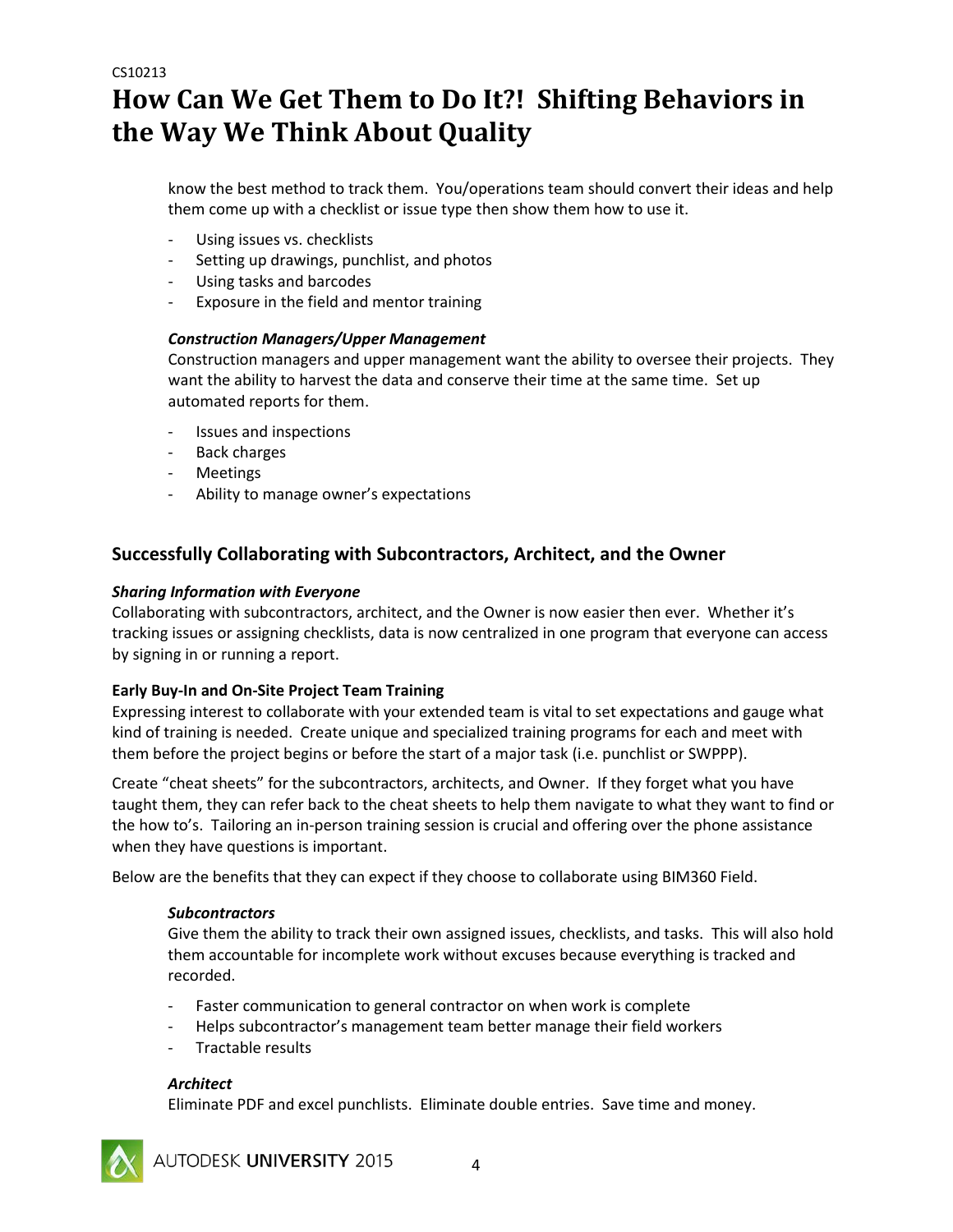know the best method to track them. You/operations team should convert their ideas and help them come up with a checklist or issue type then show them how to use it.

- Using issues vs. checklists
- Setting up drawings, punchlist, and photos
- Using tasks and barcodes
- Exposure in the field and mentor training

***Construction Managers/Upper Management***

Construction managers and upper management want the ability to oversee their projects. They want the ability to harvest the data and conserve their time at the same time. Set up automated reports for them.

- Issues and inspections
- Back charges
- Meetings
- Ability to manage owner's expectations

## Successfully Collaborating with Subcontractors, Architect, and the Owner

***Sharing Information with Everyone***

Collaborating with subcontractors, architect, and the Owner is now easier then ever. Whether it's tracking issues or assigning checklists, data is now centralized in one program that everyone can access by signing in or running a report.

**Early Buy-In and On-Site Project Team Training**

Expressing interest to collaborate with your extended team is vital to set expectations and gauge what kind of training is needed. Create unique and specialized training programs for each and meet with them before the project begins or before the start of a major task (i.e. punchlist or SWPPP).

Create "cheat sheets" for the subcontractors, architects, and Owner. If they forget what you have taught them, they can refer back to the cheat sheets to help them navigate to what they want to find or the how to's. Tailoring an in-person training session is crucial and offering over the phone assistance when they have questions is important.

Below are the benefits that they can expect if they choose to collaborate using BIM360 Field.

***Subcontractors***

Give them the ability to track their own assigned issues, checklists, and tasks. This will also hold them accountable for incomplete work without excuses because everything is tracked and recorded.

- Faster communication to general contractor on when work is complete
- Helps subcontractor's management team better manage their field workers
- Tractable results

***Architect***

Eliminate PDF and excel punchlists. Eliminate double entries. Save time and money.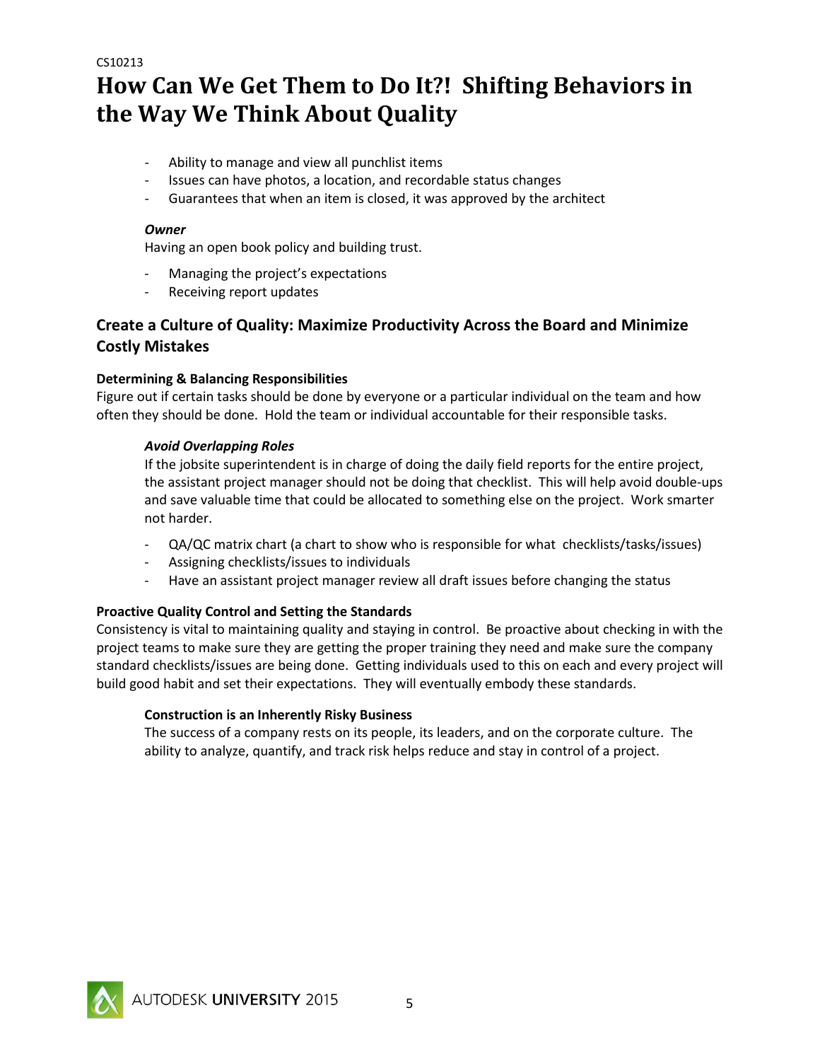- Ability to manage and view all punchlist items
- Issues can have photos, a location, and recordable status changes
- Guarantees that when an item is closed, it was approved by the architect

***Owner***

Having an open book policy and building trust.

- Managing the project's expectations
- Receiving report updates

## Create a Culture of Quality: Maximize Productivity Across the Board and Minimize Costly Mistakes

### Determining & Balancing Responsibilities

Figure out if certain tasks should be done by everyone or a particular individual on the team and how often they should be done. Hold the team or individual accountable for their responsible tasks.

***Avoid Overlapping Roles***

If the jobsite superintendent is in charge of doing the daily field reports for the entire project, the assistant project manager should not be doing that checklist. This will help avoid double-ups and save valuable time that could be allocated to something else on the project. Work smarter not harder.

- QA/QC matrix chart (a chart to show who is responsible for what checklists/tasks/issues)
- Assigning checklists/issues to individuals
- Have an assistant project manager review all draft issues before changing the status

### Proactive Quality Control and Setting the Standards

Consistency is vital to maintaining quality and staying in control. Be proactive about checking in with the project teams to make sure they are getting the proper training they need and make sure the company standard checklists/issues are being done. Getting individuals used to this on each and every project will build good habit and set their expectations. They will eventually embody these standards.

**Construction is an Inherently Risky Business**

The success of a company rests on its people, its leaders, and on the corporate culture. The ability to analyze, quantify, and track risk helps reduce and stay in control of a project.